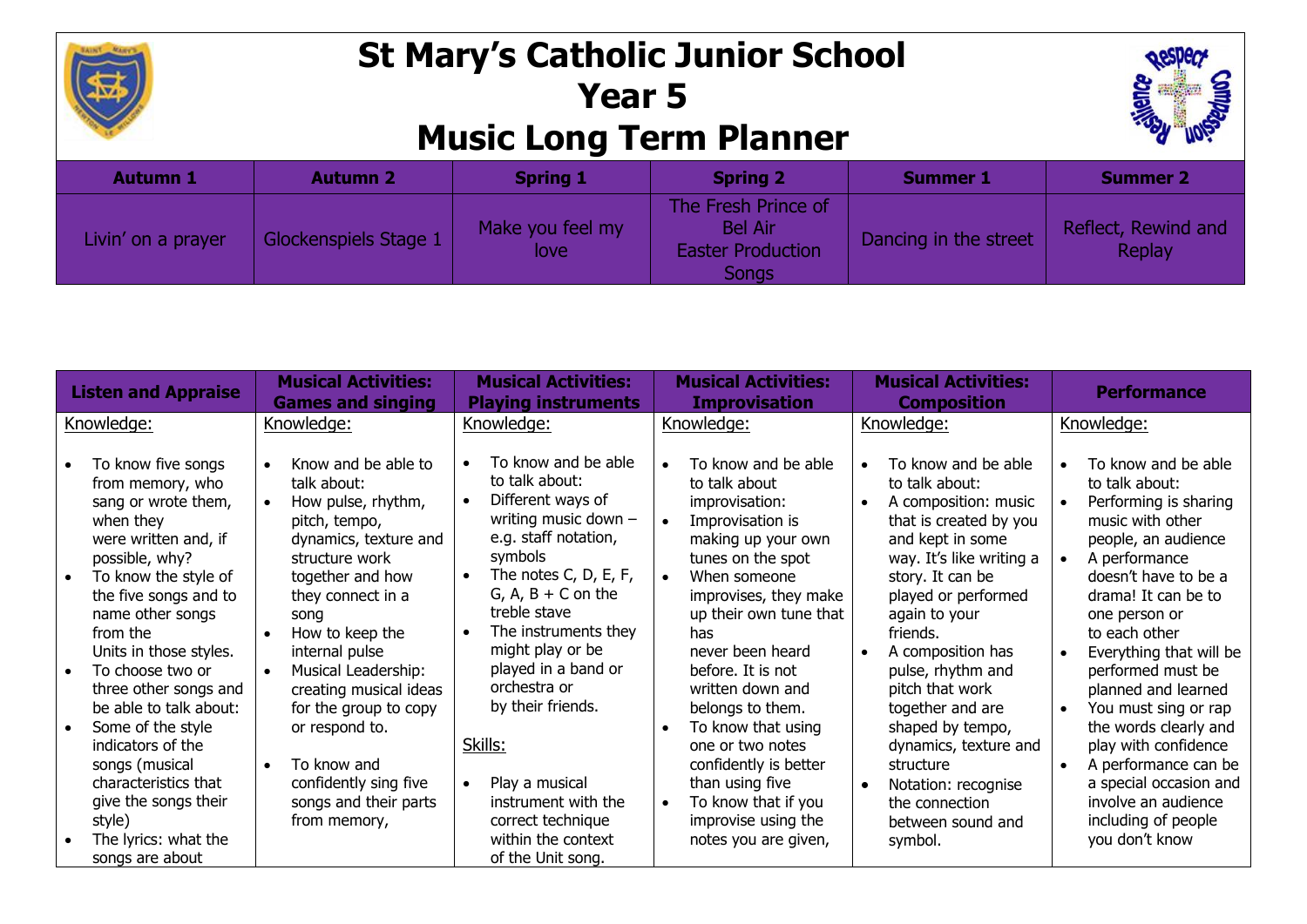# St Mary's Catholic Junior School
# Year 5
# Music Long Term Planner

| Autumn 1 | Autumn 2 | Spring 1 | Spring 2 | Summer 1 | Summer 2 |
|---|---|---|---|---|---|
| Livin' on a prayer | Glockenspiels Stage 1 | Make you feel my love | The Fresh Prince of Bel Air<br>Easter Production Songs | Dancing in the street | Reflect, Rewind and Replay |

| Listen and Appraise | Musical Activities: Games and singing | Musical Activities: Playing instruments | Musical Activities: Improvisation | Musical Activities: Composition | Performance |
|---|---|---|---|---|---|
| Knowledge:<br><br>• To know five songs from memory, who sang or wrote them, when they were written and, if possible, why?<br>• To know the style of the five songs and to name other songs from the Units in those styles.<br>• To choose two or three other songs and be able to talk about:<br>• Some of the style indicators of the songs (musical characteristics that give the songs their style)<br>• The lyrics: what the songs are about | Knowledge:<br><br>• Know and be able to talk about:<br>• How pulse, rhythm, pitch, tempo, dynamics, texture and structure work together and how they connect in a song<br>• How to keep the internal pulse<br>• Musical Leadership: creating musical ideas for the group to copy or respond to.<br><br>• To know and confidently sing five songs and their parts from memory, | Knowledge:<br><br>• To know and be able to talk about:<br>• Different ways of writing music down – e.g. staff notation, symbols<br>• The notes C, D, E, F, G, A, B + C on the treble stave<br>• The instruments they might play or be played in a band or orchestra or by their friends.<br><br>Skills:<br><br>• Play a musical instrument with the correct technique within the context of the Unit song. | Knowledge:<br><br>• To know and be able to talk about improvisation:<br>• Improvisation is making up your own tunes on the spot<br>• When someone improvises, they make up their own tune that has never been heard before. It is not written down and belongs to them.<br>• To know that using one or two notes confidently is better than using five<br>• To know that if you improvise using the notes you are given, | Knowledge:<br><br>• To know and be able to talk about:<br>• A composition: music that is created by you and kept in some way. It's like writing a story. It can be played or performed again to your friends.<br>• A composition has pulse, rhythm and pitch that work together and are shaped by tempo, dynamics, texture and structure<br>• Notation: recognise the connection between sound and symbol. | Knowledge:<br><br>• To know and be able to talk about:<br>• Performing is sharing music with other people, an audience<br>• A performance doesn't have to be a drama! It can be to one person or to each other<br>• Everything that will be performed must be planned and learned<br>• You must sing or rap the words clearly and play with confidence<br>• A performance can be a special occasion and involve an audience including of people you don't know |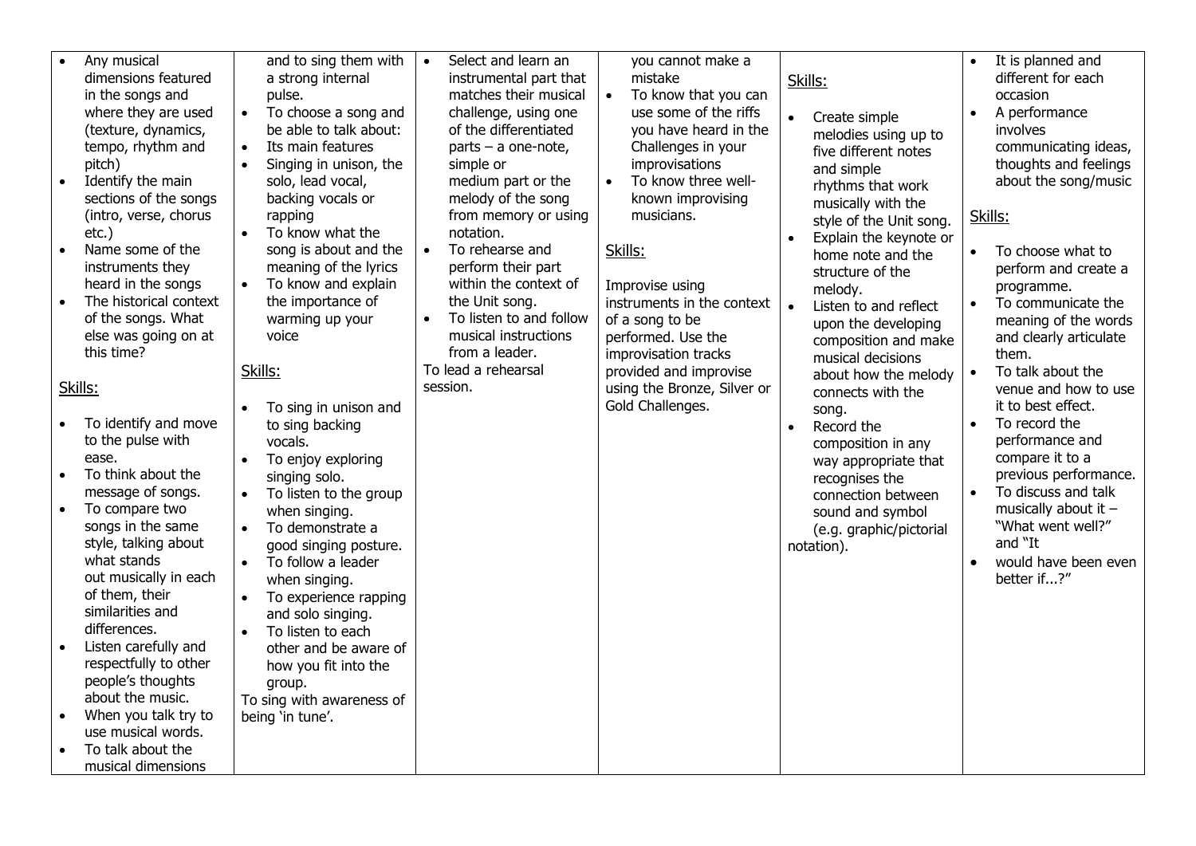| | | | | | |
|---|---|---|---|---|---|
| • Any musical dimensions featured in the songs and where they are used (texture, dynamics, tempo, rhythm and pitch)<br>• Identify the main sections of the songs (intro, verse, chorus etc.)<br>• Name some of the instruments they heard in the songs<br>• The historical context of the songs. What else was going on at this time?<br><br>Skills:<br><br>• To identify and move to the pulse with ease.<br>• To think about the message of songs.<br>• To compare two songs in the same style, talking about what stands out musically in each of them, their similarities and differences.<br>• Listen carefully and respectfully to other people's thoughts about the music.<br>• When you talk try to use musical words.<br>• To talk about the musical dimensions | and to sing them with a strong internal pulse.<br>• To choose a song and be able to talk about:<br>• Its main features<br>• Singing in unison, the solo, lead vocal, backing vocals or rapping<br>• To know what the song is about and the meaning of the lyrics<br>• To know and explain the importance of warming up your voice<br><br>Skills:<br><br>• To sing in unison and to sing backing vocals.<br>• To enjoy exploring singing solo.<br>• To listen to the group when singing.<br>• To demonstrate a good singing posture.<br>• To follow a leader when singing.<br>• To experience rapping and solo singing.<br>• To listen to each other and be aware of how you fit into the group.<br>To sing with awareness of being 'in tune'. | • Select and learn an instrumental part that matches their musical challenge, using one of the differentiated parts – a one-note, simple or medium part or the melody of the song from memory or using notation.<br>• To rehearse and perform their part within the context of the Unit song.<br>• To listen to and follow musical instructions from a leader.<br>To lead a rehearsal session. | you cannot make a mistake<br>• To know that you can use some of the riffs you have heard in the Challenges in your improvisations<br>• To know three well-known improvising musicians.<br><br>Skills:<br><br>Improvise using instruments in the context of a song to be performed. Use the improvisation tracks provided and improvise using the Bronze, Silver or Gold Challenges. | Skills:<br><br>• Create simple melodies using up to five different notes and simple rhythms that work musically with the style of the Unit song.<br>• Explain the keynote or home note and the structure of the melody.<br>• Listen to and reflect upon the developing composition and make musical decisions about how the melody connects with the song.<br>• Record the composition in any way appropriate that recognises the connection between sound and symbol (e.g. graphic/pictorial notation). | • It is planned and different for each occasion<br>• A performance involves communicating ideas, thoughts and feelings about the song/music<br><br>Skills:<br><br>• To choose what to perform and create a programme.<br>• To communicate the meaning of the words and clearly articulate them.<br>• To talk about the venue and how to use it to best effect.<br>• To record the performance and compare it to a previous performance.<br>• To discuss and talk musically about it – "What went well?" and "It<br>• would have been even better if...?" |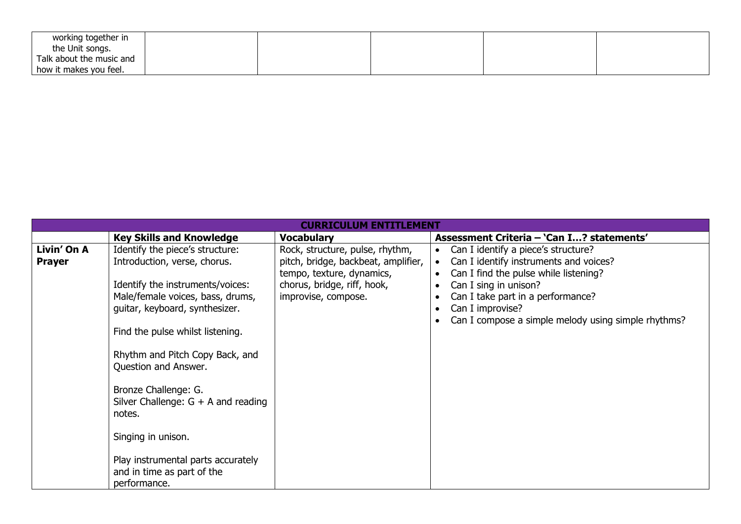| working together in the Unit songs. Talk about the music and how it makes you feel. | | | | | |
|---|---|---|---|---|---|

| CURRICULUM ENTITLEMENT | | | |
|---|---|---|---|
| | **Key Skills and Knowledge** | **Vocabulary** | **Assessment Criteria – 'Can I…? statements'** |
| **Livin' On A Prayer** | Identify the piece's structure: Introduction, verse, chorus.<br><br>Identify the instruments/voices: Male/female voices, bass, drums, guitar, keyboard, synthesizer.<br><br>Find the pulse whilst listening.<br><br>Rhythm and Pitch Copy Back, and Question and Answer.<br><br>Bronze Challenge: G.<br>Silver Challenge: G + A and reading notes.<br><br>Singing in unison.<br><br>Play instrumental parts accurately and in time as part of the performance. | Rock, structure, pulse, rhythm, pitch, bridge, backbeat, amplifier, tempo, texture, dynamics, chorus, bridge, riff, hook, improvise, compose. | • Can I identify a piece's structure?<br>• Can I identify instruments and voices?<br>• Can I find the pulse while listening?<br>• Can I sing in unison?<br>• Can I take part in a performance?<br>• Can I improvise?<br>• Can I compose a simple melody using simple rhythms? |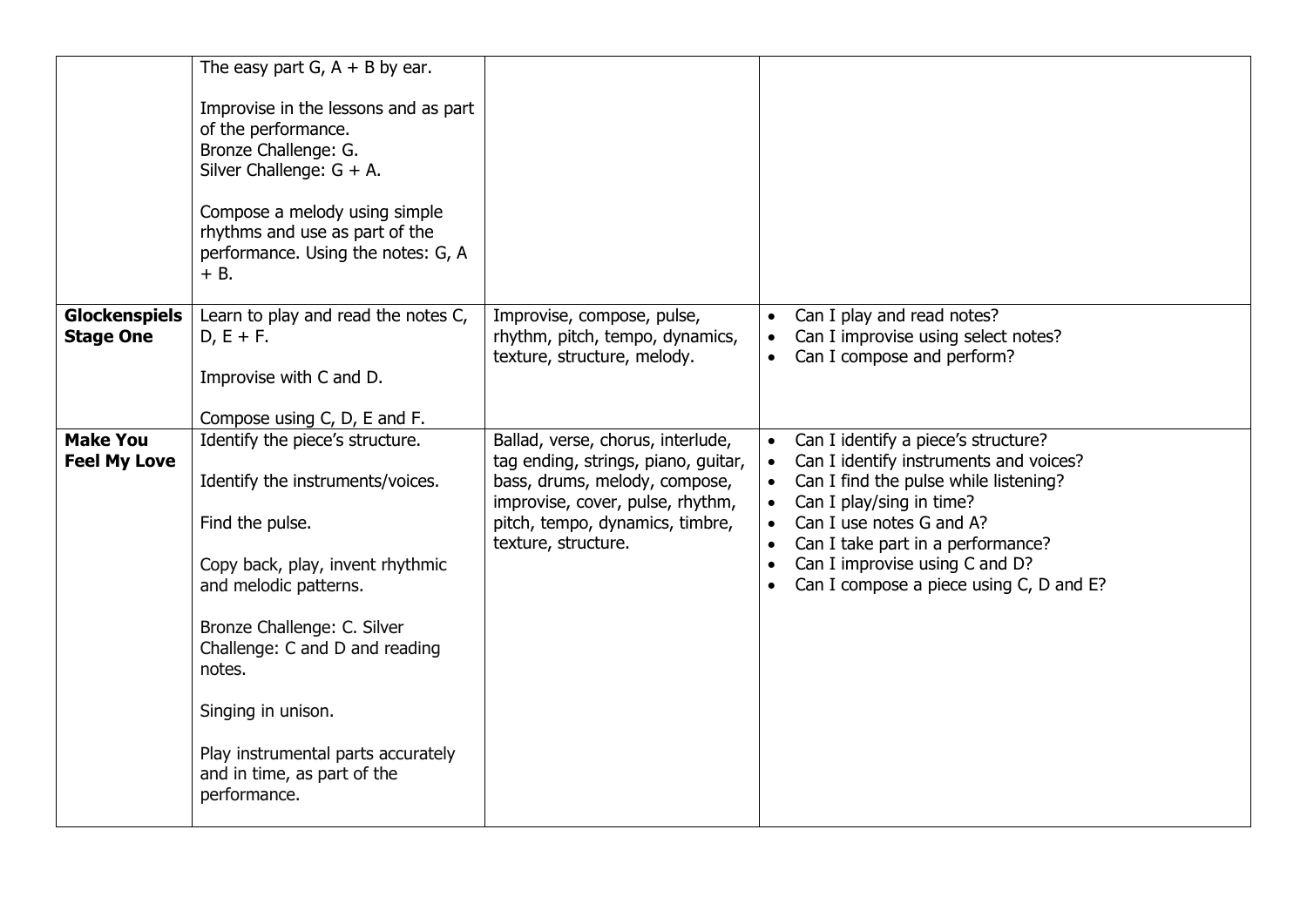| | | | |
|---|---|---|---|
| | The easy part G, A + B by ear.<br><br>Improvise in the lessons and as part of the performance.<br>Bronze Challenge: G.<br>Silver Challenge: G + A.<br><br>Compose a melody using simple rhythms and use as part of the performance. Using the notes: G, A + B. | | |
| **Glockenspiels Stage One** | Learn to play and read the notes C, D, E + F.<br><br>Improvise with C and D.<br><br>Compose using C, D, E and F. | Improvise, compose, pulse, rhythm, pitch, tempo, dynamics, texture, structure, melody. | • Can I play and read notes?<br>• Can I improvise using select notes?<br>• Can I compose and perform? |
| **Make You Feel My Love** | Identify the piece's structure.<br><br>Identify the instruments/voices.<br><br>Find the pulse.<br><br>Copy back, play, invent rhythmic and melodic patterns.<br><br>Bronze Challenge: C. Silver Challenge: C and D and reading notes.<br><br>Singing in unison.<br><br>Play instrumental parts accurately and in time, as part of the performance. | Ballad, verse, chorus, interlude, tag ending, strings, piano, guitar, bass, drums, melody, compose, improvise, cover, pulse, rhythm, pitch, tempo, dynamics, timbre, texture, structure. | • Can I identify a piece's structure?<br>• Can I identify instruments and voices?<br>• Can I find the pulse while listening?<br>• Can I play/sing in time?<br>• Can I use notes G and A?<br>• Can I take part in a performance?<br>• Can I improvise using C and D?<br>• Can I compose a piece using C, D and E? |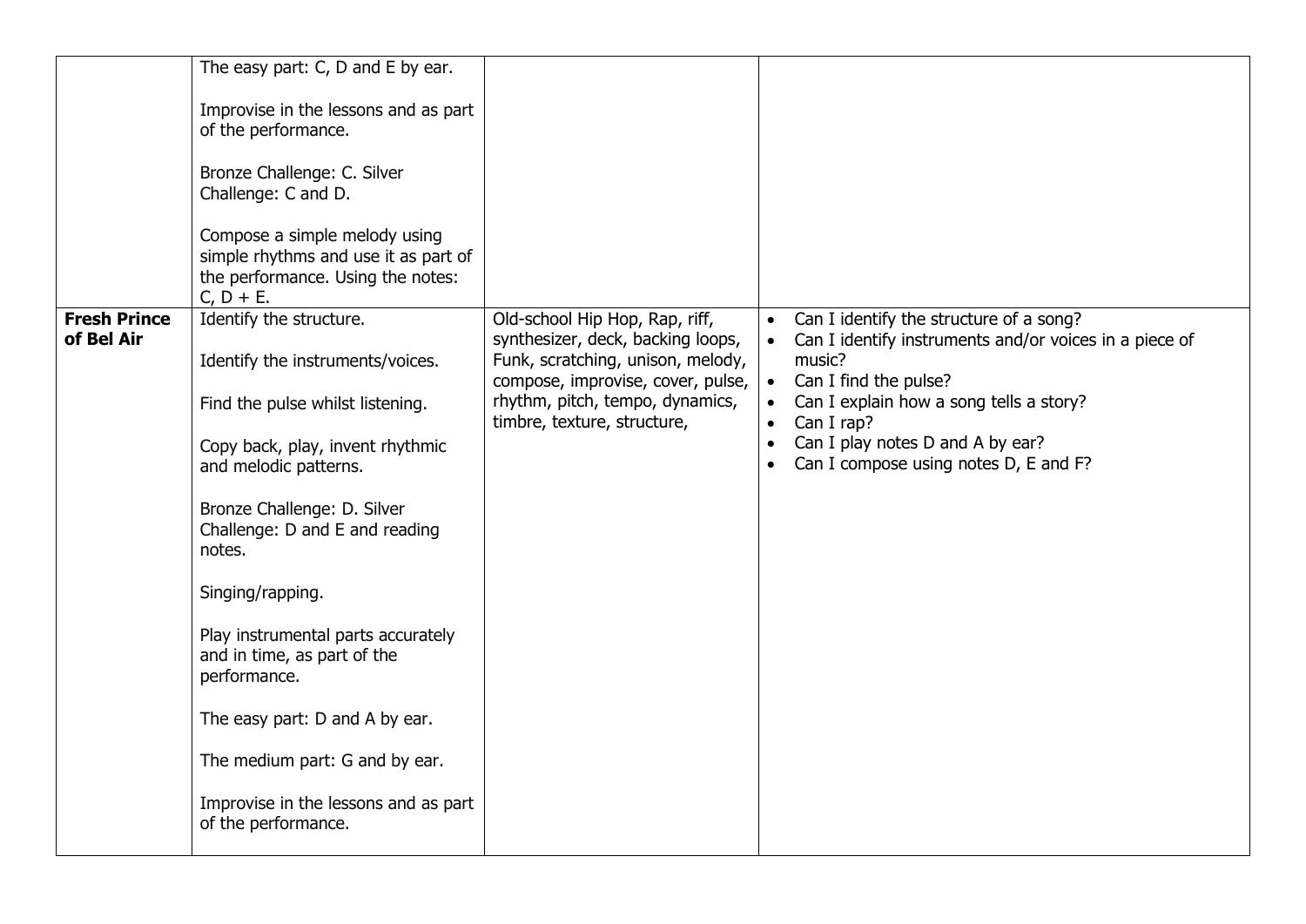| | | | |
|---|---|---|---|
| | The easy part: C, D and E by ear.<br><br>Improvise in the lessons and as part of the performance.<br><br>Bronze Challenge: C. Silver Challenge: C and D.<br><br>Compose a simple melody using simple rhythms and use it as part of the performance. Using the notes: C, D + E. | | |
| **Fresh Prince of Bel Air** | Identify the structure.<br><br>Identify the instruments/voices.<br><br>Find the pulse whilst listening.<br><br>Copy back, play, invent rhythmic and melodic patterns.<br><br>Bronze Challenge: D. Silver Challenge: D and E and reading notes.<br><br>Singing/rapping.<br><br>Play instrumental parts accurately and in time, as part of the performance.<br><br>The easy part: D and A by ear.<br><br>The medium part: G and by ear.<br><br>Improvise in the lessons and as part of the performance. | Old-school Hip Hop, Rap, riff, synthesizer, deck, backing loops, Funk, scratching, unison, melody, compose, improvise, cover, pulse, rhythm, pitch, tempo, dynamics, timbre, texture, structure, | • Can I identify the structure of a song?<br>• Can I identify instruments and/or voices in a piece of music?<br>• Can I find the pulse?<br>• Can I explain how a song tells a story?<br>• Can I rap?<br>• Can I play notes D and A by ear?<br>• Can I compose using notes D, E and F? |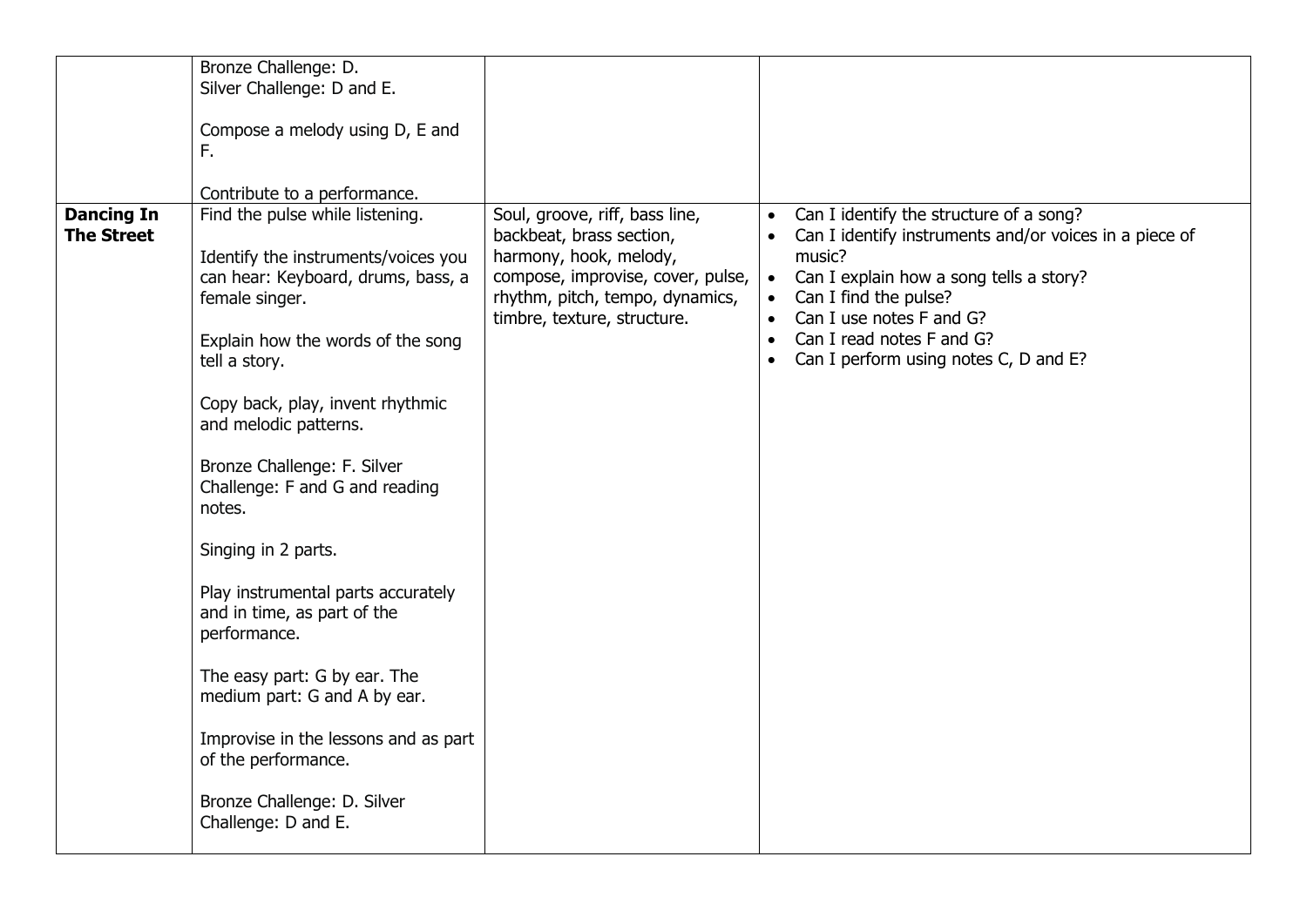| | | | |
|---|---|---|---|
| | Bronze Challenge: D.<br>Silver Challenge: D and E.<br><br>Compose a melody using D, E and F.<br><br>Contribute to a performance. | | |
| **Dancing In The Street** | Find the pulse while listening.<br><br>Identify the instruments/voices you can hear: Keyboard, drums, bass, a female singer.<br><br>Explain how the words of the song tell a story.<br><br>Copy back, play, invent rhythmic and melodic patterns.<br><br>Bronze Challenge: F. Silver Challenge: F and G and reading notes.<br><br>Singing in 2 parts.<br><br>Play instrumental parts accurately and in time, as part of the performance.<br><br>The easy part: G by ear. The medium part: G and A by ear.<br><br>Improvise in the lessons and as part of the performance.<br><br>Bronze Challenge: D. Silver Challenge: D and E. | Soul, groove, riff, bass line, backbeat, brass section, harmony, hook, melody, compose, improvise, cover, pulse, rhythm, pitch, tempo, dynamics, timbre, texture, structure. | • Can I identify the structure of a song?<br>• Can I identify instruments and/or voices in a piece of music?<br>• Can I explain how a song tells a story?<br>• Can I find the pulse?<br>• Can I use notes F and G?<br>• Can I read notes F and G?<br>• Can I perform using notes C, D and E? |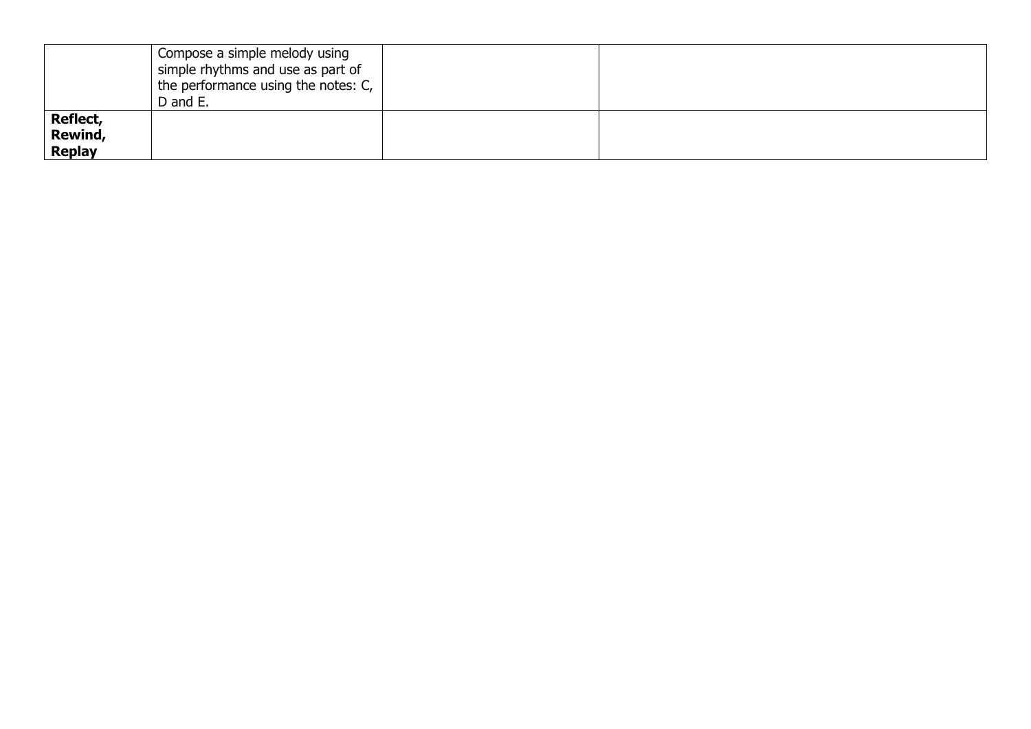| | | | |
|---|---|---|---|
| | Compose a simple melody using simple rhythms and use as part of the performance using the notes: C, D and E. | | |
| **Reflect, Rewind, Replay** | | | |